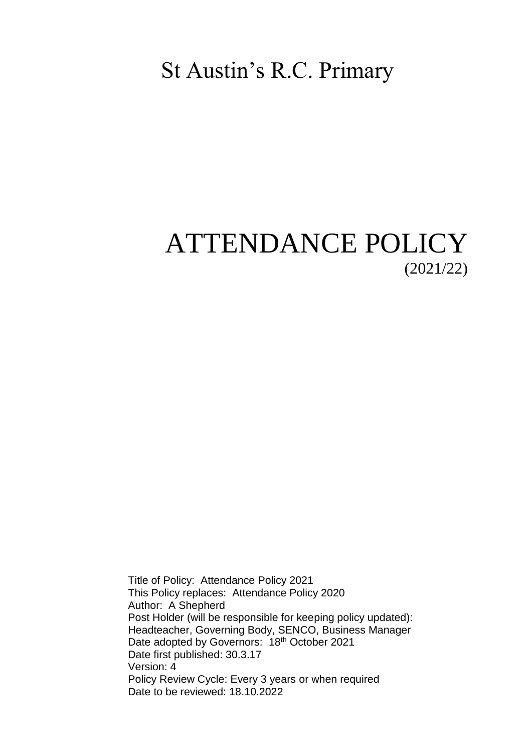# St Austin's R.C. Primary

# ATTENDANCE POLICY

(2021/22)

Title of Policy: Attendance Policy 2021
This Policy replaces: Attendance Policy 2020
Author: A Shepherd
Post Holder (will be responsible for keeping policy updated):
Headteacher, Governing Body, SENCO, Business Manager
Date adopted by Governors: 18th October 2021
Date first published: 30.3.17
Version: 4
Policy Review Cycle: Every 3 years or when required
Date to be reviewed: 18.10.2022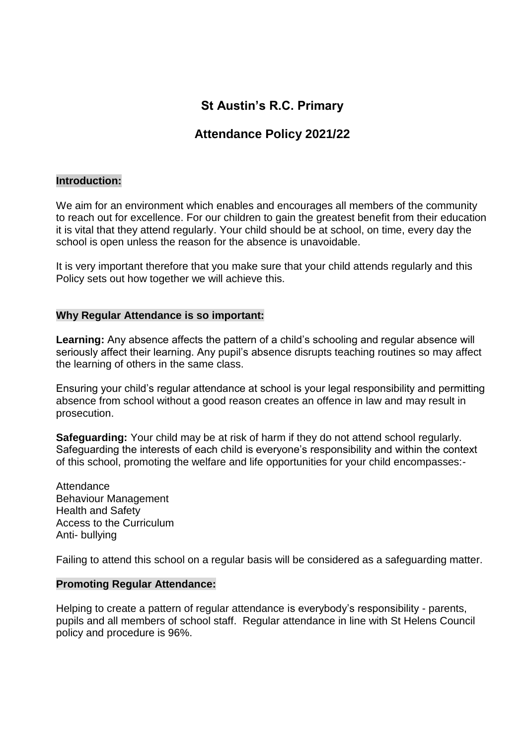# St Austin's R.C. Primary

## Attendance Policy 2021/22

**Introduction:**

We aim for an environment which enables and encourages all members of the community to reach out for excellence. For our children to gain the greatest benefit from their education it is vital that they attend regularly. Your child should be at school, on time, every day the school is open unless the reason for the absence is unavoidable.

It is very important therefore that you make sure that your child attends regularly and this Policy sets out how together we will achieve this.

**Why Regular Attendance is so important:**

**Learning:** Any absence affects the pattern of a child's schooling and regular absence will seriously affect their learning. Any pupil's absence disrupts teaching routines so may affect the learning of others in the same class.

Ensuring your child's regular attendance at school is your legal responsibility and permitting absence from school without a good reason creates an offence in law and may result in prosecution.

**Safeguarding:** Your child may be at risk of harm if they do not attend school regularly. Safeguarding the interests of each child is everyone's responsibility and within the context of this school, promoting the welfare and life opportunities for your child encompasses:-

Attendance
Behaviour Management
Health and Safety
Access to the Curriculum
Anti- bullying

Failing to attend this school on a regular basis will be considered as a safeguarding matter.

**Promoting Regular Attendance:**

Helping to create a pattern of regular attendance is everybody's responsibility - parents, pupils and all members of school staff. Regular attendance in line with St Helens Council policy and procedure is 96%.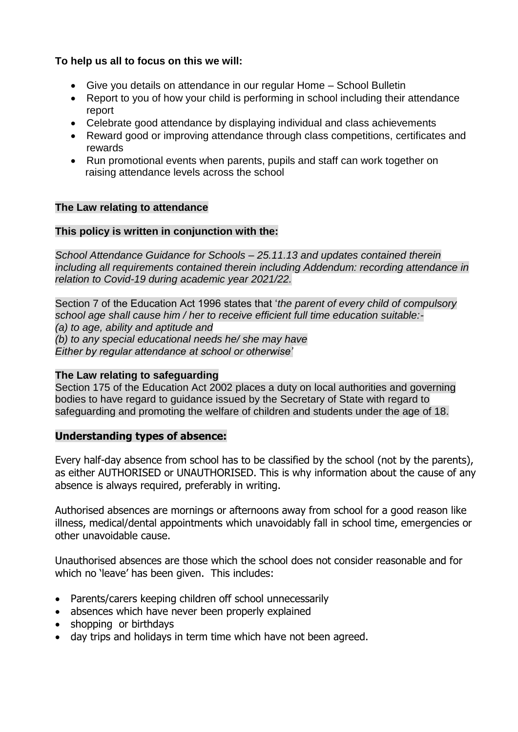**To help us all to focus on this we will:**

- Give you details on attendance in our regular Home – School Bulletin
- Report to you of how your child is performing in school including their attendance report
- Celebrate good attendance by displaying individual and class achievements
- Reward good or improving attendance through class competitions, certificates and rewards
- Run promotional events when parents, pupils and staff can work together on raising attendance levels across the school

**The Law relating to attendance**

**This policy is written in conjunction with the:**

*School Attendance Guidance for Schools – 25.11.13 and updates contained therein including all requirements contained therein including Addendum: recording attendance in relation to Covid-19 during academic year 2021/22.*

Section 7 of the Education Act 1996 states that '*the parent of every child of compulsory school age shall cause him / her to receive efficient full time education suitable:-*
*(a) to age, ability and aptitude and*
*(b) to any special educational needs he/ she may have*
*Either by regular attendance at school or otherwise*'

**The Law relating to safeguarding**

Section 175 of the Education Act 2002 places a duty on local authorities and governing bodies to have regard to guidance issued by the Secretary of State with regard to safeguarding and promoting the welfare of children and students under the age of 18.

**Understanding types of absence:**

Every half-day absence from school has to be classified by the school (not by the parents), as either AUTHORISED or UNAUTHORISED. This is why information about the cause of any absence is always required, preferably in writing.

Authorised absences are mornings or afternoons away from school for a good reason like illness, medical/dental appointments which unavoidably fall in school time, emergencies or other unavoidable cause.

Unauthorised absences are those which the school does not consider reasonable and for which no 'leave' has been given. This includes:

- Parents/carers keeping children off school unnecessarily
- absences which have never been properly explained
- shopping or birthdays
- day trips and holidays in term time which have not been agreed.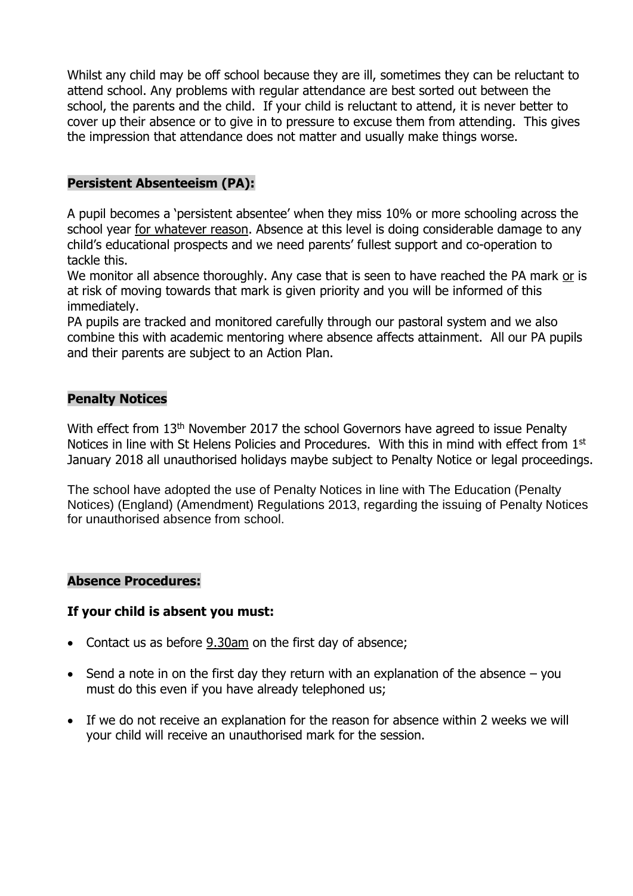Whilst any child may be off school because they are ill, sometimes they can be reluctant to attend school. Any problems with regular attendance are best sorted out between the school, the parents and the child. If your child is reluctant to attend, it is never better to cover up their absence or to give in to pressure to excuse them from attending. This gives the impression that attendance does not matter and usually make things worse.

## Persistent Absenteeism (PA):

A pupil becomes a 'persistent absentee' when they miss 10% or more schooling across the school year for whatever reason. Absence at this level is doing considerable damage to any child's educational prospects and we need parents' fullest support and co-operation to tackle this.

We monitor all absence thoroughly. Any case that is seen to have reached the PA mark or is at risk of moving towards that mark is given priority and you will be informed of this immediately.

PA pupils are tracked and monitored carefully through our pastoral system and we also combine this with academic mentoring where absence affects attainment. All our PA pupils and their parents are subject to an Action Plan.

## Penalty Notices

With effect from 13th November 2017 the school Governors have agreed to issue Penalty Notices in line with St Helens Policies and Procedures. With this in mind with effect from 1st January 2018 all unauthorised holidays maybe subject to Penalty Notice or legal proceedings.

The school have adopted the use of Penalty Notices in line with The Education (Penalty Notices) (England) (Amendment) Regulations 2013, regarding the issuing of Penalty Notices for unauthorised absence from school.

## Absence Procedures:

**If your child is absent you must:**

- Contact us as before 9.30am on the first day of absence;
- Send a note in on the first day they return with an explanation of the absence – you must do this even if you have already telephoned us;
- If we do not receive an explanation for the reason for absence within 2 weeks we will your child will receive an unauthorised mark for the session.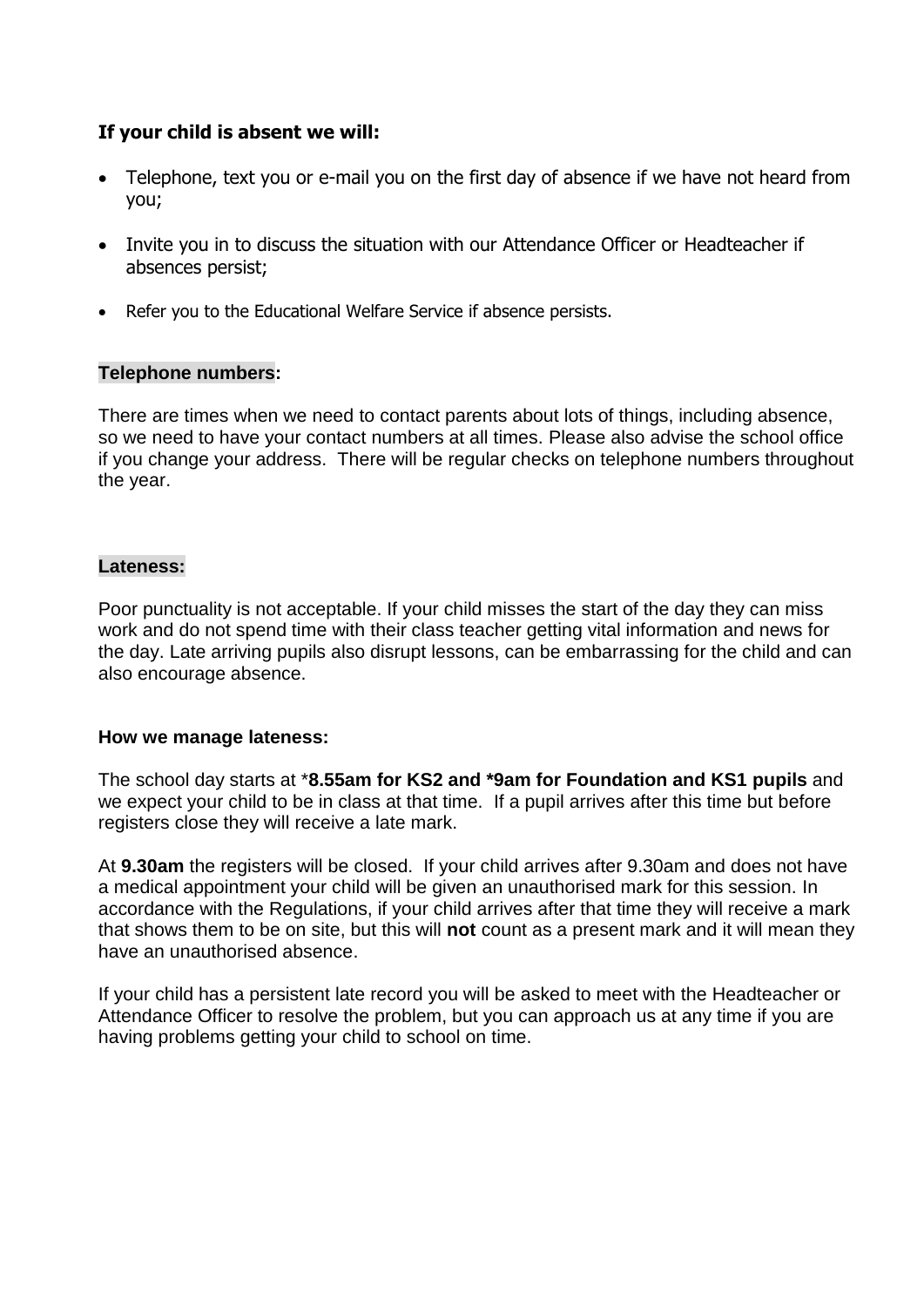**If your child is absent we will:**

- Telephone, text you or e-mail you on the first day of absence if we have not heard from you;
- Invite you in to discuss the situation with our Attendance Officer or Headteacher if absences persist;
- Refer you to the Educational Welfare Service if absence persists.

**Telephone numbers:**

There are times when we need to contact parents about lots of things, including absence, so we need to have your contact numbers at all times. Please also advise the school office if you change your address. There will be regular checks on telephone numbers throughout the year.

**Lateness:**

Poor punctuality is not acceptable. If your child misses the start of the day they can miss work and do not spend time with their class teacher getting vital information and news for the day. Late arriving pupils also disrupt lessons, can be embarrassing for the child and can also encourage absence.

**How we manage lateness:**

The school day starts at ***8.55am for KS2 and *9am for Foundation and KS1 pupils** and we expect your child to be in class at that time. If a pupil arrives after this time but before registers close they will receive a late mark.

At **9.30am** the registers will be closed. If your child arrives after 9.30am and does not have a medical appointment your child will be given an unauthorised mark for this session. In accordance with the Regulations, if your child arrives after that time they will receive a mark that shows them to be on site, but this will **not** count as a present mark and it will mean they have an unauthorised absence.

If your child has a persistent late record you will be asked to meet with the Headteacher or Attendance Officer to resolve the problem, but you can approach us at any time if you are having problems getting your child to school on time.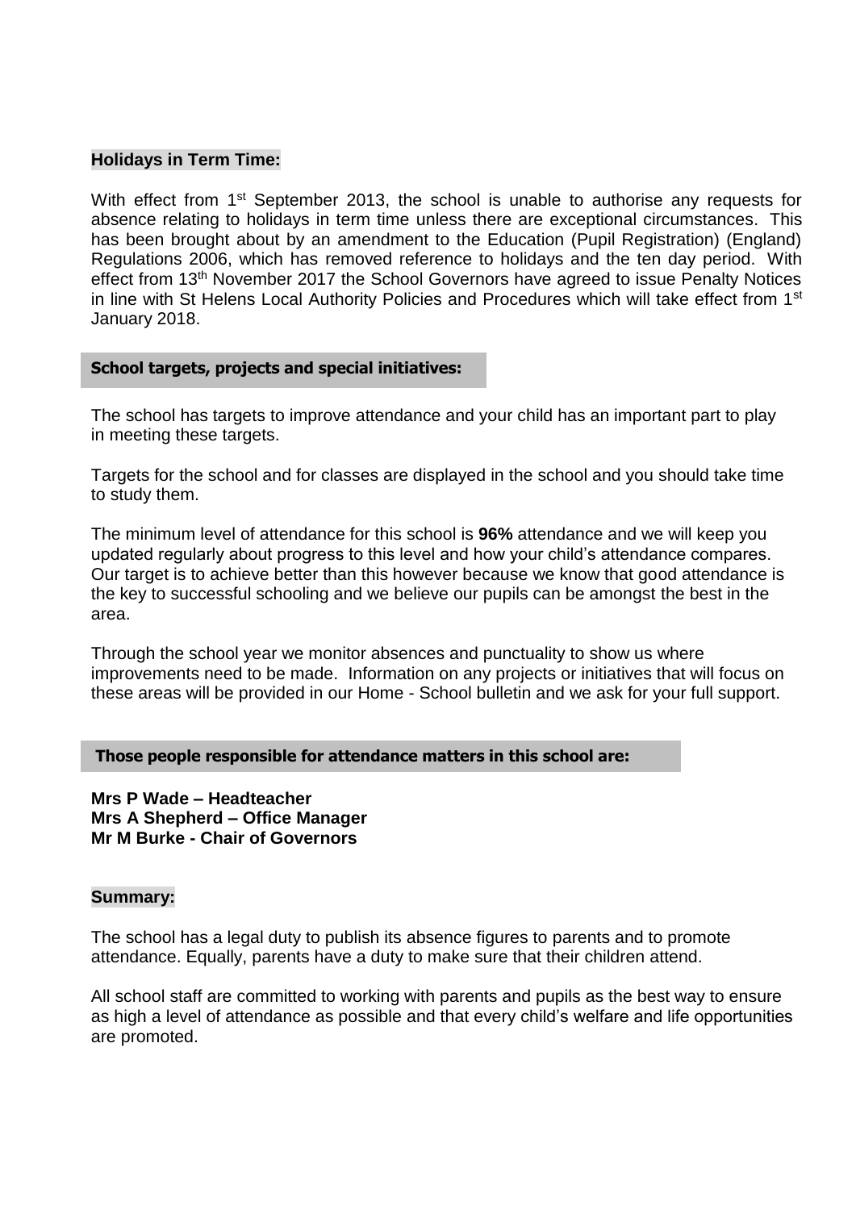## Holidays in Term Time:

With effect from 1st September 2013, the school is unable to authorise any requests for absence relating to holidays in term time unless there are exceptional circumstances. This has been brought about by an amendment to the Education (Pupil Registration) (England) Regulations 2006, which has removed reference to holidays and the ten day period. With effect from 13th November 2017 the School Governors have agreed to issue Penalty Notices in line with St Helens Local Authority Policies and Procedures which will take effect from 1st January 2018.

## School targets, projects and special initiatives:

The school has targets to improve attendance and your child has an important part to play in meeting these targets.

Targets for the school and for classes are displayed in the school and you should take time to study them.

The minimum level of attendance for this school is **96%** attendance and we will keep you updated regularly about progress to this level and how your child's attendance compares. Our target is to achieve better than this however because we know that good attendance is the key to successful schooling and we believe our pupils can be amongst the best in the area.

Through the school year we monitor absences and punctuality to show us where improvements need to be made. Information on any projects or initiatives that will focus on these areas will be provided in our Home - School bulletin and we ask for your full support.

## Those people responsible for attendance matters in this school are:

**Mrs P Wade – Headteacher**
**Mrs A Shepherd – Office Manager**
**Mr M Burke - Chair of Governors**

## Summary:

The school has a legal duty to publish its absence figures to parents and to promote attendance. Equally, parents have a duty to make sure that their children attend.

All school staff are committed to working with parents and pupils as the best way to ensure as high a level of attendance as possible and that every child's welfare and life opportunities are promoted.